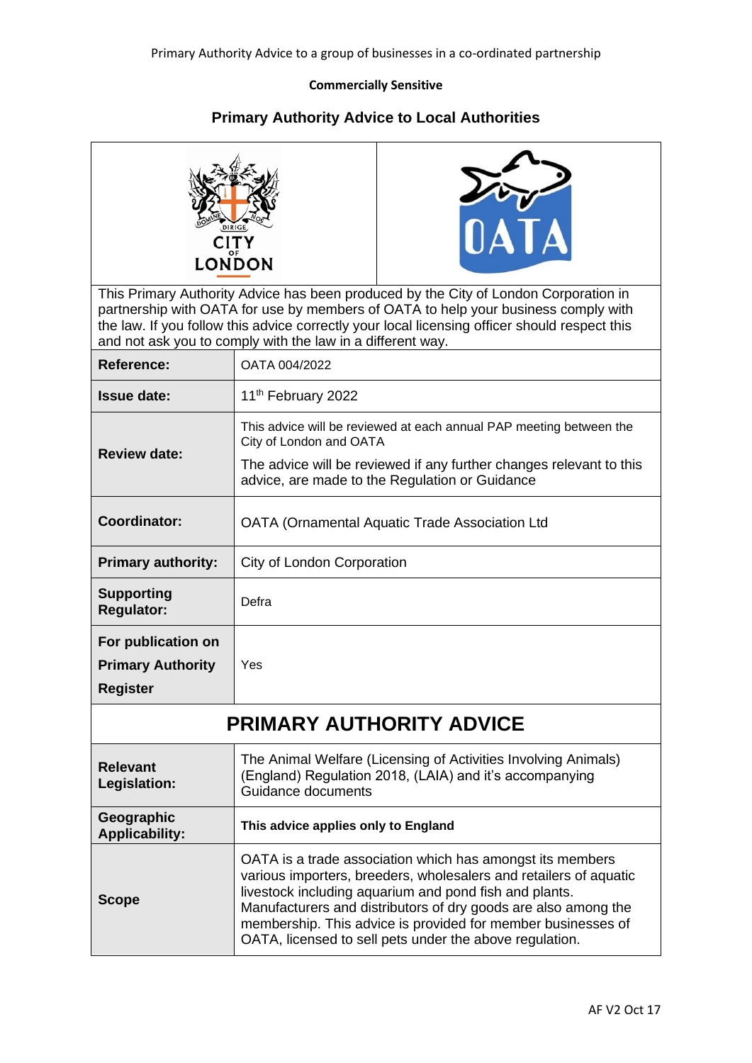Primary Authority Advice to a group of businesses in a co-ordinated partnership

**Commercially Sensitive**

## Primary Authority Advice to Local Authorities

This Primary Authority Advice has been produced by the City of London Corporation in partnership with OATA for use by members of OATA to help your business comply with the law. If you follow this advice correctly your local licensing officer should respect this and not ask you to comply with the law in a different way.

| | |
|---|---|
| **Reference:** | OATA 004/2022 |
| **Issue date:** | 11th February 2022 |
| **Review date:** | This advice will be reviewed at each annual PAP meeting between the City of London and OATA<br><br>The advice will be reviewed if any further changes relevant to this advice, are made to the Regulation or Guidance |
| **Coordinator:** | OATA (Ornamental Aquatic Trade Association Ltd |
| **Primary authority:** | City of London Corporation |
| **Supporting Regulator:** | Defra |
| **For publication on Primary Authority Register** | Yes |

## PRIMARY AUTHORITY ADVICE

| | |
|---|---|
| **Relevant Legislation:** | The Animal Welfare (Licensing of Activities Involving Animals) (England) Regulation 2018, (LAIA) and it's accompanying Guidance documents |
| **Geographic Applicability:** | **This advice applies only to England** |
| **Scope** | OATA is a trade association which has amongst its members various importers, breeders, wholesalers and retailers of aquatic livestock including aquarium and pond fish and plants. Manufacturers and distributors of dry goods are also among the membership. This advice is provided for member businesses of OATA, licensed to sell pets under the above regulation. |

AF V2 Oct 17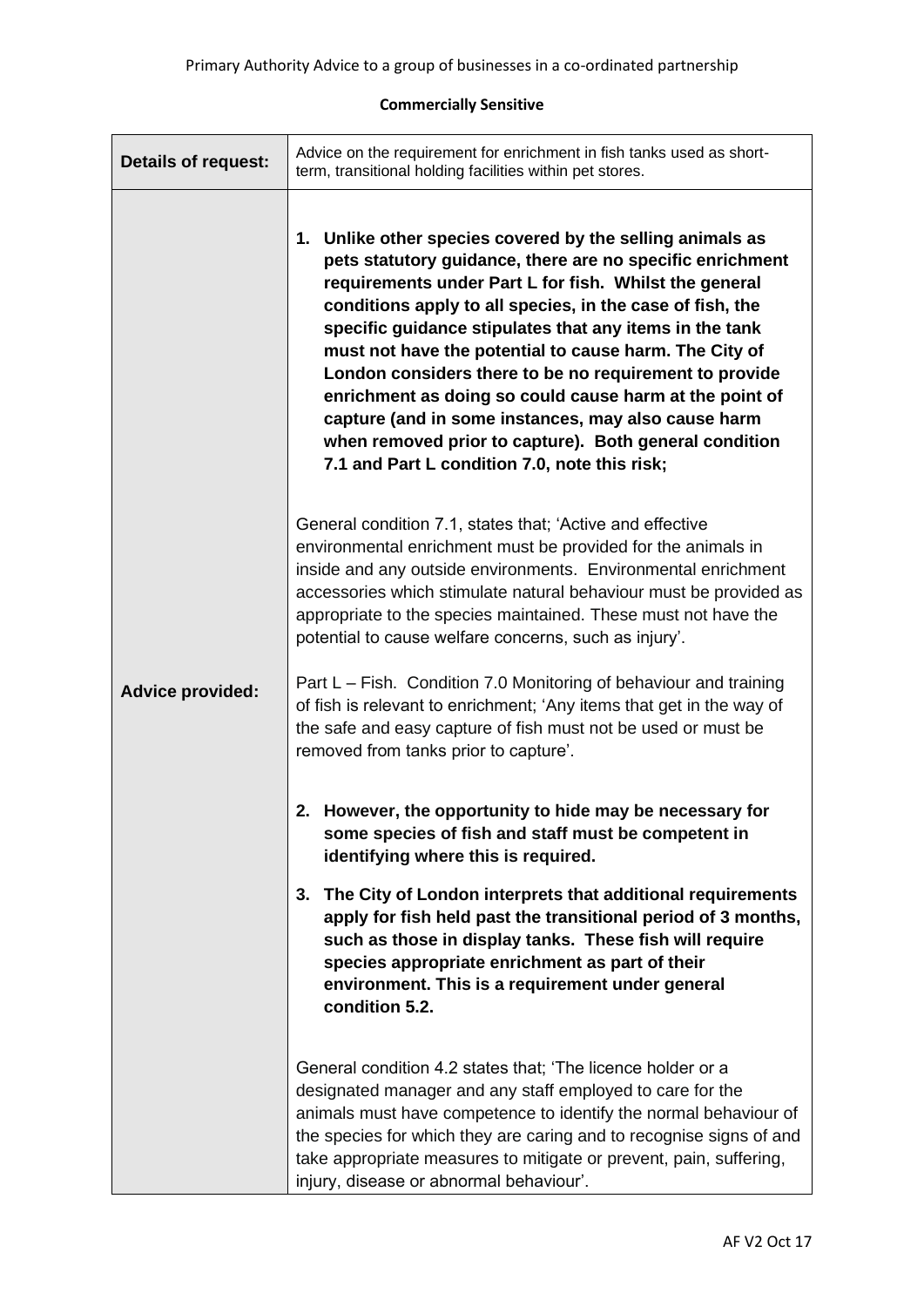Primary Authority Advice to a group of businesses in a co-ordinated partnership

**Commercially Sensitive**

| **Details of request:** | Advice on the requirement for enrichment in fish tanks used as short-term, transitional holding facilities within pet stores. |
|---|---|
| **Advice provided:** | 1. **Unlike other species covered by the selling animals as pets statutory guidance, there are no specific enrichment requirements under Part L for fish. Whilst the general conditions apply to all species, in the case of fish, the specific guidance stipulates that any items in the tank must not have the potential to cause harm. The City of London considers there to be no requirement to provide enrichment as doing so could cause harm at the point of capture (and in some instances, may also cause harm when removed prior to capture). Both general condition 7.1 and Part L condition 7.0, note this risk;**<br><br>General condition 7.1, states that; 'Active and effective environmental enrichment must be provided for the animals in inside and any outside environments. Environmental enrichment accessories which stimulate natural behaviour must be provided as appropriate to the species maintained. These must not have the potential to cause welfare concerns, such as injury'.<br><br>Part L – Fish. Condition 7.0 Monitoring of behaviour and training of fish is relevant to enrichment; 'Any items that get in the way of the safe and easy capture of fish must not be used or must be removed from tanks prior to capture'.<br><br>2. **However, the opportunity to hide may be necessary for some species of fish and staff must be competent in identifying where this is required.**<br><br>3. **The City of London interprets that additional requirements apply for fish held past the transitional period of 3 months, such as those in display tanks. These fish will require species appropriate enrichment as part of their environment. This is a requirement under general condition 5.2.**<br><br>General condition 4.2 states that; 'The licence holder or a designated manager and any staff employed to care for the animals must have competence to identify the normal behaviour of the species for which they are caring and to recognise signs of and take appropriate measures to mitigate or prevent, pain, suffering, injury, disease or abnormal behaviour'. |

AF V2 Oct 17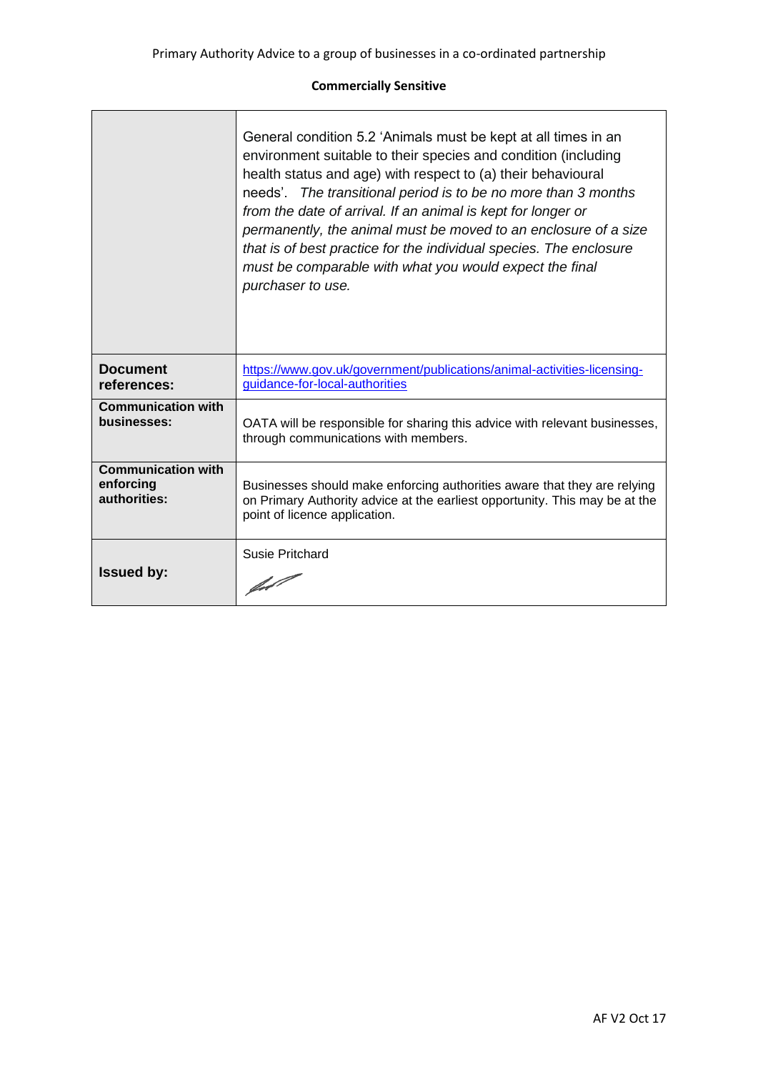**Commercially Sensitive**

| | |
|---|---|
| | General condition 5.2 'Animals must be kept at all times in an environment suitable to their species and condition (including health status and age) with respect to (a) their behavioural needs'. *The transitional period is to be no more than 3 months from the date of arrival. If an animal is kept for longer or permanently, the animal must be moved to an enclosure of a size that is of best practice for the individual species. The enclosure must be comparable with what you would expect the final purchaser to use.* |
| **Document references:** | https://www.gov.uk/government/publications/animal-activities-licensing-guidance-for-local-authorities |
| **Communication with businesses:** | OATA will be responsible for sharing this advice with relevant businesses, through communications with members. |
| **Communication with enforcing authorities:** | Businesses should make enforcing authorities aware that they are relying on Primary Authority advice at the earliest opportunity. This may be at the point of licence application. |
| **Issued by:** | Susie Pritchard |